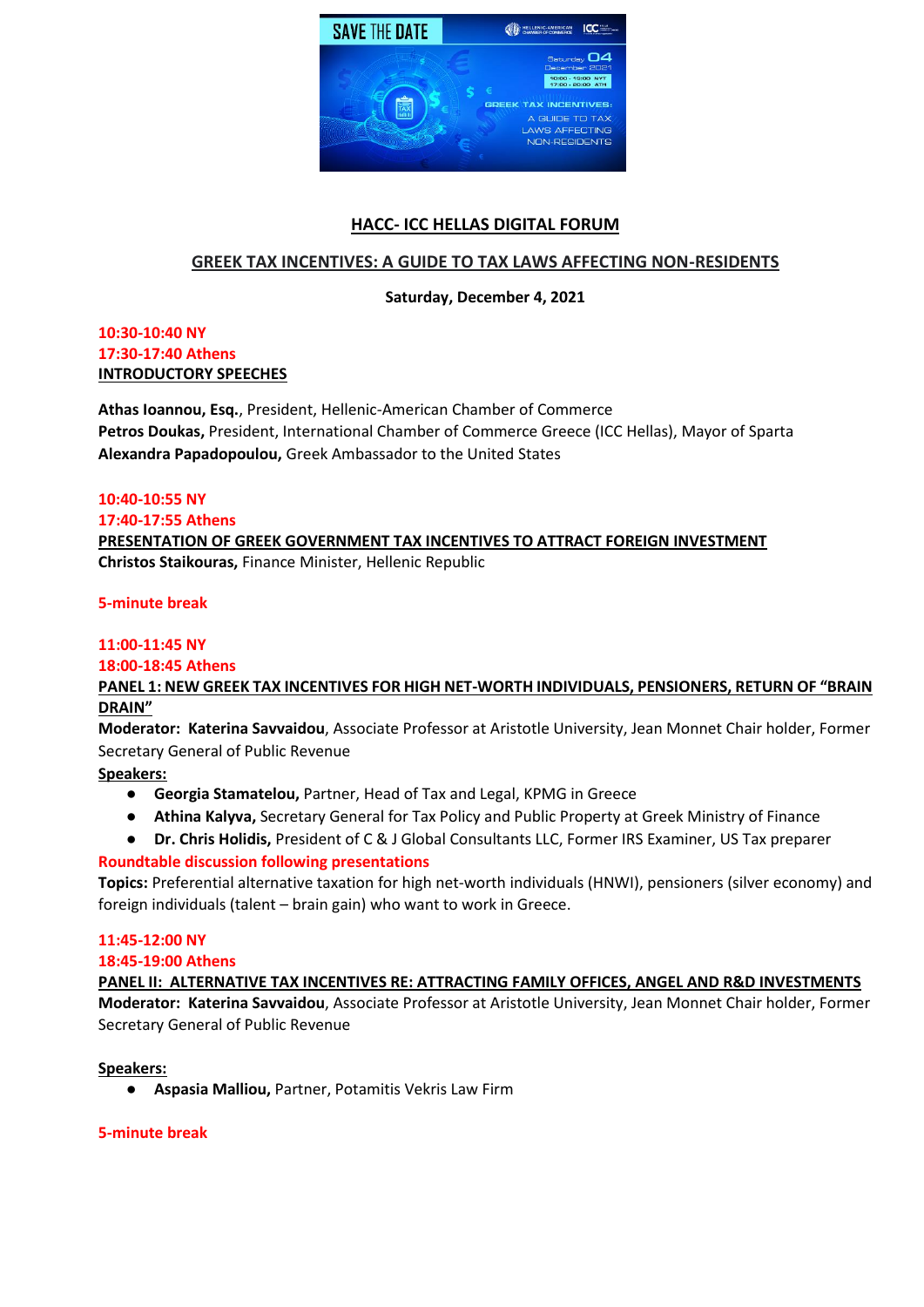## HACC- ICC HELLAS DIGITAL FORUM

## GREEK TAX INCENTIVES: A GUIDE TO TAX LAWS AFFECTING NON-RESIDENTS

**Saturday, December 4, 2021**

**10:30-10:40 NY**
**17:30-17:40 Athens**
**INTRODUCTORY SPEECHES**

**Athas Ioannou, Esq.**, President, Hellenic-American Chamber of Commerce
**Petros Doukas,** President, International Chamber of Commerce Greece (ICC Hellas), Mayor of Sparta
**Alexandra Papadopoulou,** Greek Ambassador to the United States

**10:40-10:55 NY**
**17:40-17:55 Athens**
**PRESENTATION OF GREEK GOVERNMENT TAX INCENTIVES TO ATTRACT FOREIGN INVESTMENT**
**Christos Staikouras,** Finance Minister, Hellenic Republic

**5-minute break**

**11:00-11:45 NY**
**18:00-18:45 Athens**
**PANEL 1: NEW GREEK TAX INCENTIVES FOR HIGH NET-WORTH INDIVIDUALS, PENSIONERS, RETURN OF "BRAIN DRAIN"**
**Moderator: Katerina Savvaidou**, Associate Professor at Aristotle University, Jean Monnet Chair holder, Former Secretary General of Public Revenue
**Speakers:**

- **Georgia Stamatelou,** Partner, Head of Tax and Legal, KPMG in Greece
- **Athina Kalyva,** Secretary General for Tax Policy and Public Property at Greek Ministry of Finance
- **Dr. Chris Holidis,** President of C & J Global Consultants LLC, Former IRS Examiner, US Tax preparer

**Roundtable discussion following presentations**
**Topics:** Preferential alternative taxation for high net-worth individuals (HNWI), pensioners (silver economy) and foreign individuals (talent – brain gain) who want to work in Greece.

**11:45-12:00 NY**
**18:45-19:00 Athens**
**PANEL II: ALTERNATIVE TAX INCENTIVES RE: ATTRACTING FAMILY OFFICES, ANGEL AND R&D INVESTMENTS**
**Moderator: Katerina Savvaidou**, Associate Professor at Aristotle University, Jean Monnet Chair holder, Former Secretary General of Public Revenue

**Speakers:**

- **Aspasia Malliou,** Partner, Potamitis Vekris Law Firm

**5-minute break**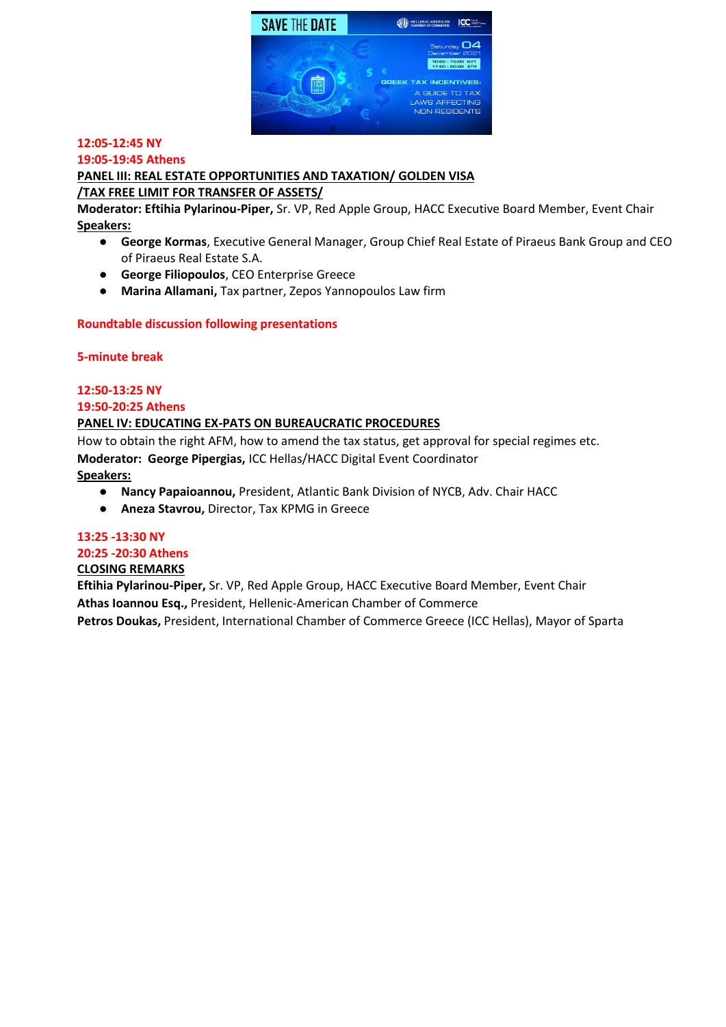**12:05-12:45 NY**
**19:05-19:45 Athens**

**PANEL III: REAL ESTATE OPPORTUNITIES AND TAXATION/ GOLDEN VISA /TAX FREE LIMIT FOR TRANSFER OF ASSETS/**

**Moderator: Eftihia Pylarinou-Piper,** Sr. VP, Red Apple Group, HACC Executive Board Member, Event Chair

**Speakers:**

- **George Kormas**, Executive General Manager, Group Chief Real Estate of Piraeus Bank Group and CEO of Piraeus Real Estate S.A.
- **George Filiopoulos**, CEO Enterprise Greece
- **Marina Allamani,** Tax partner, Zepos Yannopoulos Law firm

**Roundtable discussion following presentations**

**5-minute break**

**12:50-13:25 NY**
**19:50-20:25 Athens**

**PANEL IV: EDUCATING EX-PATS ON BUREAUCRATIC PROCEDURES**

How to obtain the right AFM, how to amend the tax status, get approval for special regimes etc.

**Moderator: George Pipergias,** ICC Hellas/HACC Digital Event Coordinator

**Speakers:**

- **Nancy Papaioannou,** President, Atlantic Bank Division of NYCB, Adv. Chair HACC
- **Aneza Stavrou,** Director, Tax KPMG in Greece

**13:25 -13:30 NY**
**20:25 -20:30 Athens**

**CLOSING REMARKS**

**Eftihia Pylarinou-Piper,** Sr. VP, Red Apple Group, HACC Executive Board Member, Event Chair
**Athas Ioannou Esq.,** President, Hellenic-American Chamber of Commerce
**Petros Doukas,** President, International Chamber of Commerce Greece (ICC Hellas), Mayor of Sparta